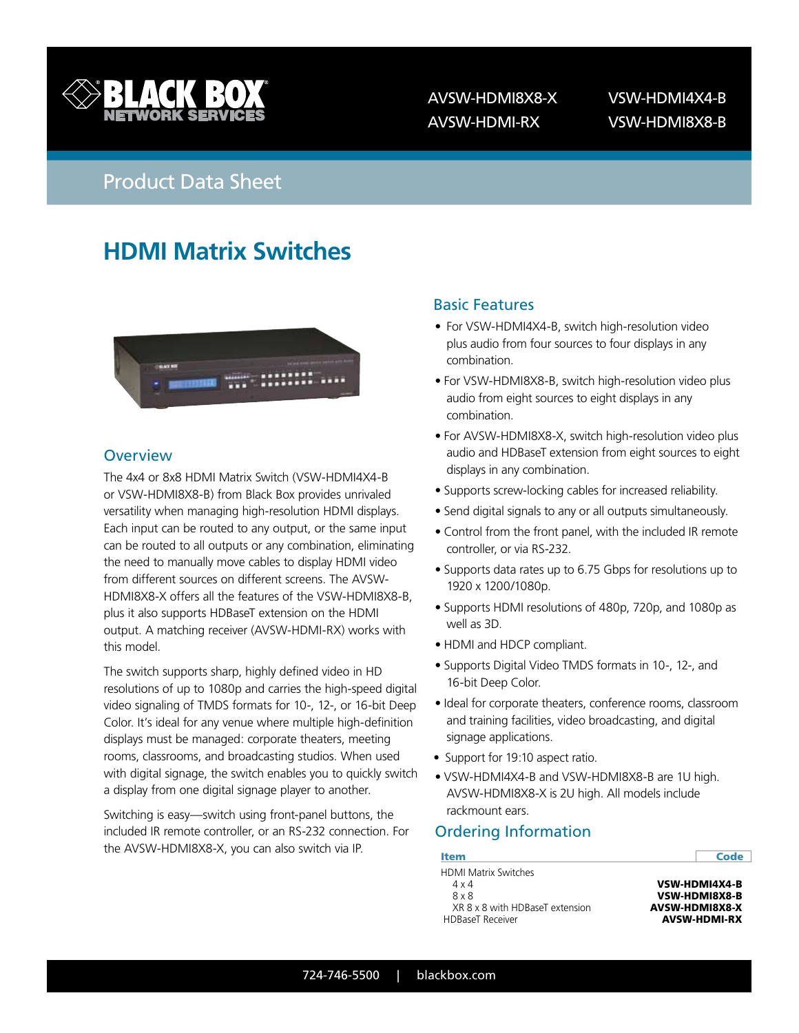AVSW-HDMI8X8-X
AVSW-HDMI-RX
VSW-HDMI4X4-B
VSW-HDMI8X8-B

Product Data Sheet

# HDMI Matrix Switches

## Overview

The 4x4 or 8x8 HDMI Matrix Switch (VSW-HDMI4X4-B or VSW-HDMI8X8-B) from Black Box provides unrivaled versatility when managing high-resolution HDMI displays. Each input can be routed to any output, or the same input can be routed to all outputs or any combination, eliminating the need to manually move cables to display HDMI video from different sources on different screens. The AVSW-HDMI8X8-X offers all the features of the VSW-HDMI8X8-B, plus it also supports HDBaseT extension on the HDMI output. A matching receiver (AVSW-HDMI-RX) works with this model.

The switch supports sharp, highly defined video in HD resolutions of up to 1080p and carries the high-speed digital video signaling of TMDS formats for 10-, 12-, or 16-bit Deep Color. It's ideal for any venue where multiple high-definition displays must be managed: corporate theaters, meeting rooms, classrooms, and broadcasting studios. When used with digital signage, the switch enables you to quickly switch a display from one digital signage player to another.

Switching is easy—switch using front-panel buttons, the included IR remote controller, or an RS-232 connection. For the AVSW-HDMI8X8-X, you can also switch via IP.

## Basic Features

- For VSW-HDMI4X4-B, switch high-resolution video plus audio from four sources to four displays in any combination.
- For VSW-HDMI8X8-B, switch high-resolution video plus audio from eight sources to eight displays in any combination.
- For AVSW-HDMI8X8-X, switch high-resolution video plus audio and HDBaseT extension from eight sources to eight displays in any combination.
- Supports screw-locking cables for increased reliability.
- Send digital signals to any or all outputs simultaneously.
- Control from the front panel, with the included IR remote controller, or via RS-232.
- Supports data rates up to 6.75 Gbps for resolutions up to 1920 x 1200/1080p.
- Supports HDMI resolutions of 480p, 720p, and 1080p as well as 3D.
- HDMI and HDCP compliant.
- Supports Digital Video TMDS formats in 10-, 12-, and 16-bit Deep Color.
- Ideal for corporate theaters, conference rooms, classroom and training facilities, video broadcasting, and digital signage applications.
- Support for 19:10 aspect ratio.
- VSW-HDMI4X4-B and VSW-HDMI8X8-B are 1U high. AVSW-HDMI8X8-X is 2U high. All models include rackmount ears.

## Ordering Information

| Item | Code |
|---|---|
| HDMI Matrix Switches | |
| 4 x 4 | **VSW-HDMI4X4-B** |
| 8 x 8 | **VSW-HDMI8X8-B** |
| XR 8 x 8 with HDBaseT extension | **AVSW-HDMI8X8-X** |
| HDBaseT Receiver | **AVSW-HDMI-RX** |

724-746-5500 | blackbox.com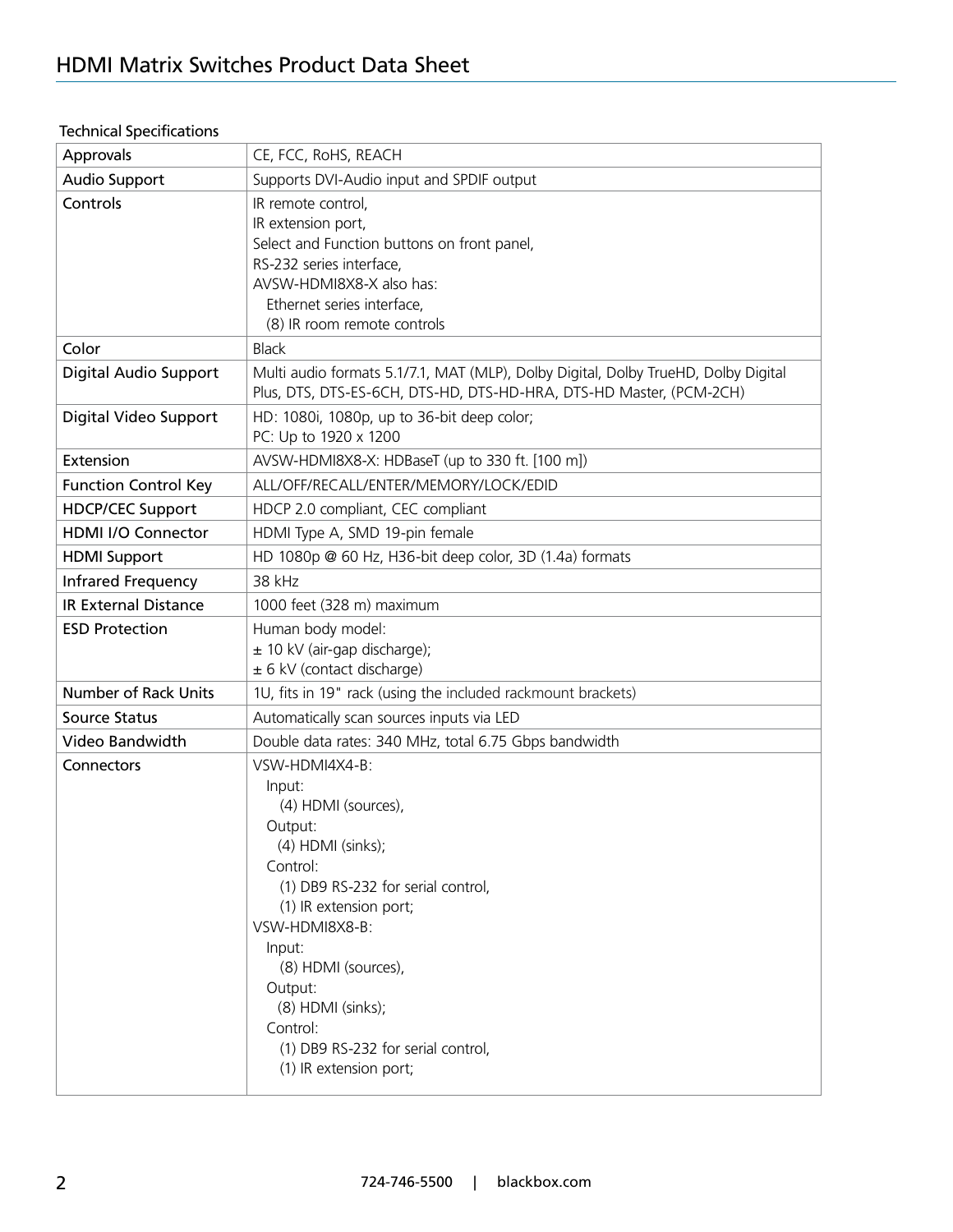Technical Specifications

| Approvals | CE, FCC, RoHS, REACH |
|---|---|
| Audio Support | Supports DVI-Audio input and SPDIF output |
| Controls | IR remote control,<br>IR extension port,<br>Select and Function buttons on front panel,<br>RS-232 series interface,<br>AVSW-HDMI8X8-X also has:<br>Ethernet series interface,<br>(8) IR room remote controls |
| Color | Black |
| Digital Audio Support | Multi audio formats 5.1/7.1, MAT (MLP), Dolby Digital, Dolby TrueHD, Dolby Digital Plus, DTS, DTS-ES-6CH, DTS-HD, DTS-HD-HRA, DTS-HD Master, (PCM-2CH) |
| Digital Video Support | HD: 1080i, 1080p, up to 36-bit deep color;<br>PC: Up to 1920 x 1200 |
| Extension | AVSW-HDMI8X8-X: HDBaseT (up to 330 ft. [100 m]) |
| Function Control Key | ALL/OFF/RECALL/ENTER/MEMORY/LOCK/EDID |
| HDCP/CEC Support | HDCP 2.0 compliant, CEC compliant |
| HDMI I/O Connector | HDMI Type A, SMD 19-pin female |
| HDMI Support | HD 1080p @ 60 Hz, H36-bit deep color, 3D (1.4a) formats |
| Infrared Frequency | 38 kHz |
| IR External Distance | 1000 feet (328 m) maximum |
| ESD Protection | Human body model:<br>± 10 kV (air-gap discharge);<br>± 6 kV (contact discharge) |
| Number of Rack Units | 1U, fits in 19" rack (using the included rackmount brackets) |
| Source Status | Automatically scan sources inputs via LED |
| Video Bandwidth | Double data rates: 340 MHz, total 6.75 Gbps bandwidth |
| Connectors | VSW-HDMI4X4-B:<br>Input:<br>(4) HDMI (sources),<br>Output:<br>(4) HDMI (sinks);<br>Control:<br>(1) DB9 RS-232 for serial control,<br>(1) IR extension port;<br>VSW-HDMI8X8-B:<br>Input:<br>(8) HDMI (sources),<br>Output:<br>(8) HDMI (sinks);<br>Control:<br>(1) DB9 RS-232 for serial control,<br>(1) IR extension port; |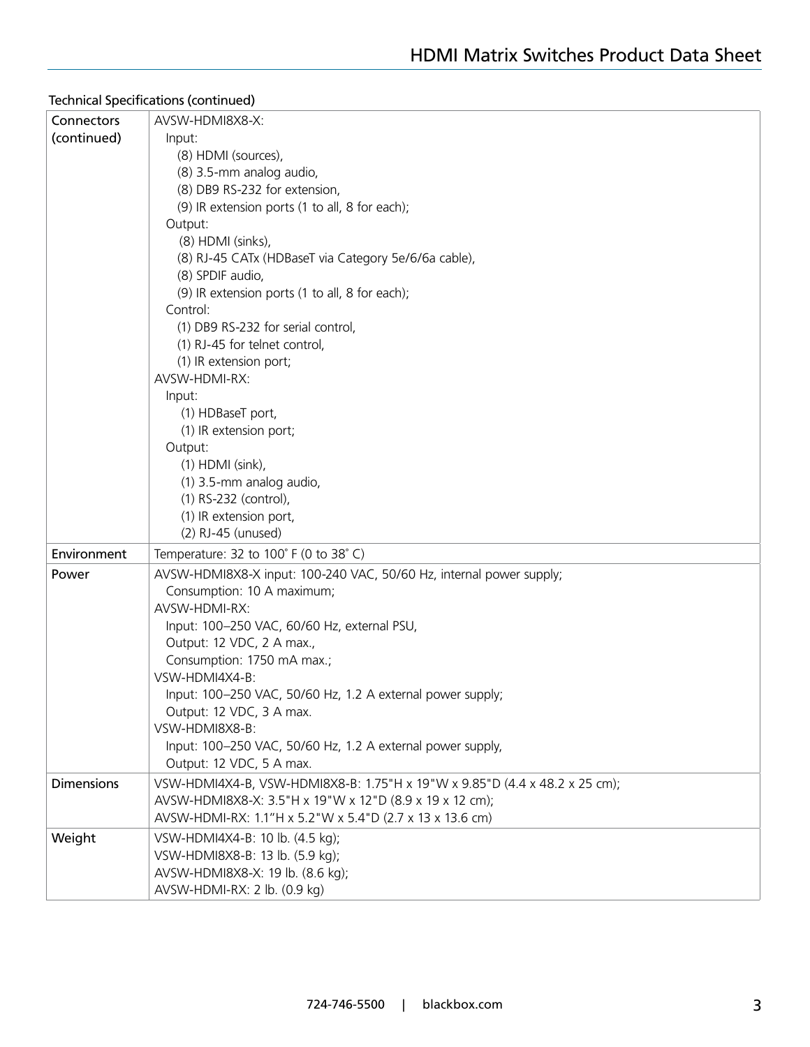Technical Specifications (continued)

| | |
|---|---|
| Connectors (continued) | AVSW-HDMI8X8-X:<br>Input:<br>(8) HDMI (sources),<br>(8) 3.5-mm analog audio,<br>(8) DB9 RS-232 for extension,<br>(9) IR extension ports (1 to all, 8 for each);<br>Output:<br>(8) HDMI (sinks),<br>(8) RJ-45 CATx (HDBaseT via Category 5e/6/6a cable),<br>(8) SPDIF audio,<br>(9) IR extension ports (1 to all, 8 for each);<br>Control:<br>(1) DB9 RS-232 for serial control,<br>(1) RJ-45 for telnet control,<br>(1) IR extension port;<br>AVSW-HDMI-RX:<br>Input:<br>(1) HDBaseT port,<br>(1) IR extension port;<br>Output:<br>(1) HDMI (sink),<br>(1) 3.5-mm analog audio,<br>(1) RS-232 (control),<br>(1) IR extension port,<br>(2) RJ-45 (unused) |
| Environment | Temperature: 32 to 100° F (0 to 38° C) |
| Power | AVSW-HDMI8X8-X input: 100-240 VAC, 50/60 Hz, internal power supply;<br>Consumption: 10 A maximum;<br>AVSW-HDMI-RX:<br>Input: 100–250 VAC, 60/60 Hz, external PSU,<br>Output: 12 VDC, 2 A max.,<br>Consumption: 1750 mA max.;<br>VSW-HDMI4X4-B:<br>Input: 100–250 VAC, 50/60 Hz, 1.2 A external power supply;<br>Output: 12 VDC, 3 A max.<br>VSW-HDMI8X8-B:<br>Input: 100–250 VAC, 50/60 Hz, 1.2 A external power supply,<br>Output: 12 VDC, 5 A max. |
| Dimensions | VSW-HDMI4X4-B, VSW-HDMI8X8-B: 1.75"H x 19"W x 9.85"D (4.4 x 48.2 x 25 cm);<br>AVSW-HDMI8X8-X: 3.5"H x 19"W x 12"D (8.9 x 19 x 12 cm);<br>AVSW-HDMI-RX: 1.1"H x 5.2"W x 5.4"D (2.7 x 13 x 13.6 cm) |
| Weight | VSW-HDMI4X4-B: 10 lb. (4.5 kg);<br>VSW-HDMI8X8-B: 13 lb. (5.9 kg);<br>AVSW-HDMI8X8-X: 19 lb. (8.6 kg);<br>AVSW-HDMI-RX: 2 lb. (0.9 kg) |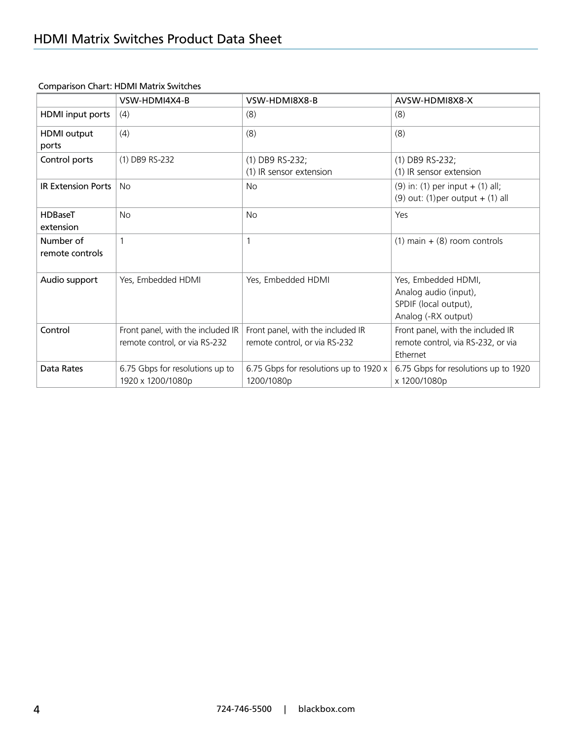Comparison Chart: HDMI Matrix Switches

| | VSW-HDMI4X4-B | VSW-HDMI8X8-B | AVSW-HDMI8X8-X |
|---|---|---|---|
| HDMI input ports | (4) | (8) | (8) |
| HDMI output ports | (4) | (8) | (8) |
| Control ports | (1) DB9 RS-232 | (1) DB9 RS-232; (1) IR sensor extension | (1) DB9 RS-232; (1) IR sensor extension |
| IR Extension Ports | No | No | (9) in: (1) per input + (1) all; (9) out: (1)per output + (1) all |
| HDBaseT extension | No | No | Yes |
| Number of remote controls | 1 | 1 | (1) main + (8) room controls |
| Audio support | Yes, Embedded HDMI | Yes, Embedded HDMI | Yes, Embedded HDMI, Analog audio (input), SPDIF (local output), Analog (-RX output) |
| Control | Front panel, with the included IR remote control, or via RS-232 | Front panel, with the included IR remote control, or via RS-232 | Front panel, with the included IR remote control, via RS-232, or via Ethernet |
| Data Rates | 6.75 Gbps for resolutions up to 1920 x 1200/1080p | 6.75 Gbps for resolutions up to 1920 x 1200/1080p | 6.75 Gbps for resolutions up to 1920 x 1200/1080p |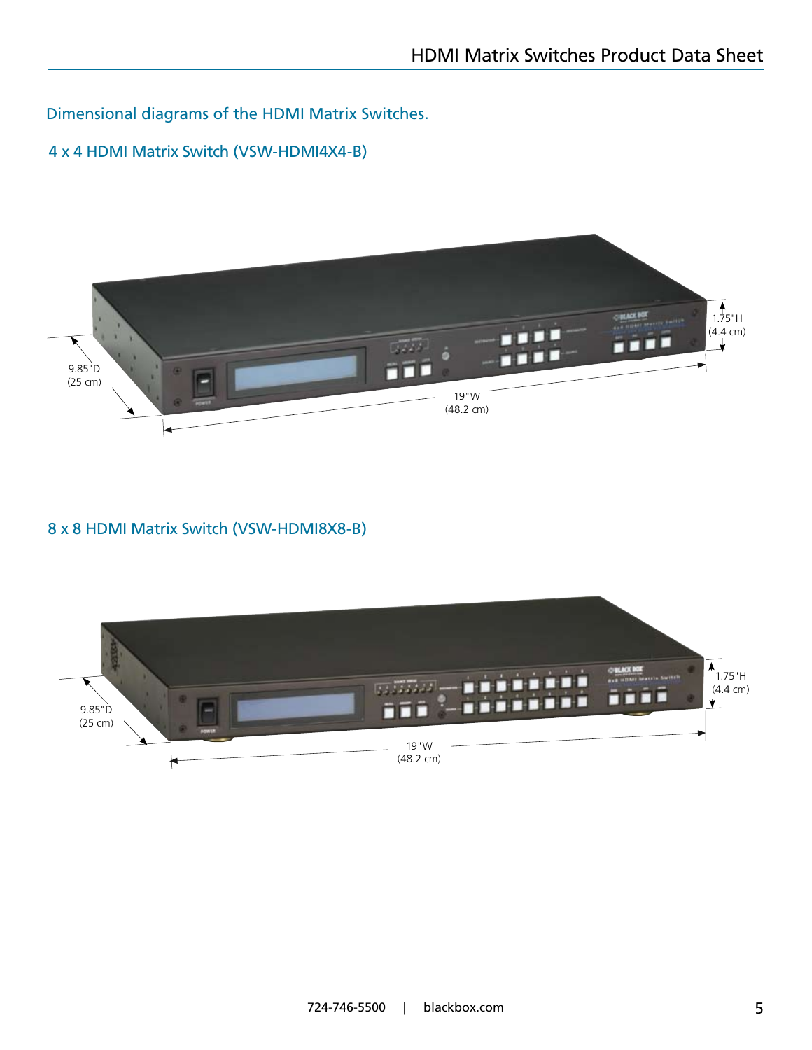## Dimensional diagrams of the HDMI Matrix Switches.

### 4 x 4 HDMI Matrix Switch (VSW-HDMI4X4-B)

9.85"D
(25 cm)

19"W
(48.2 cm)

1.75"H
(4.4 cm)

### 8 x 8 HDMI Matrix Switch (VSW-HDMI8X8-B)

9.85"D
(25 cm)

19"W
(48.2 cm)

1.75"H
(4.4 cm)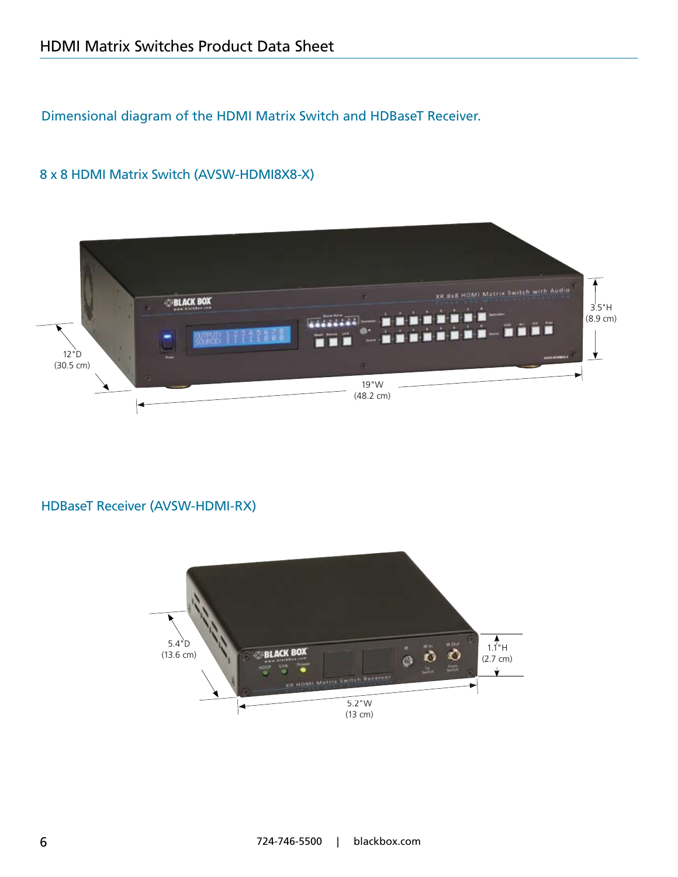Dimensional diagram of the HDMI Matrix Switch and HDBaseT Receiver.

## 8 x 8 HDMI Matrix Switch (AVSW-HDMI8X8-X)

12"D (30.5 cm)

19"W (48.2 cm)

3.5"H (8.9 cm)

## HDBaseT Receiver (AVSW-HDMI-RX)

5.4"D (13.6 cm)

5.2"W (13 cm)

1.1"H (2.7 cm)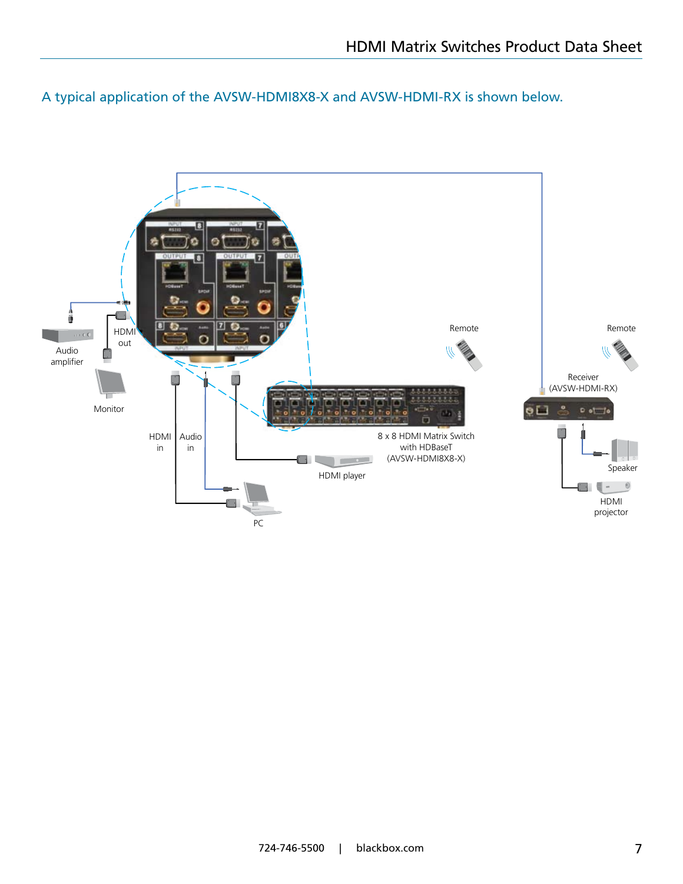A typical application of the AVSW-HDMI8X8-X and AVSW-HDMI-RX is shown below.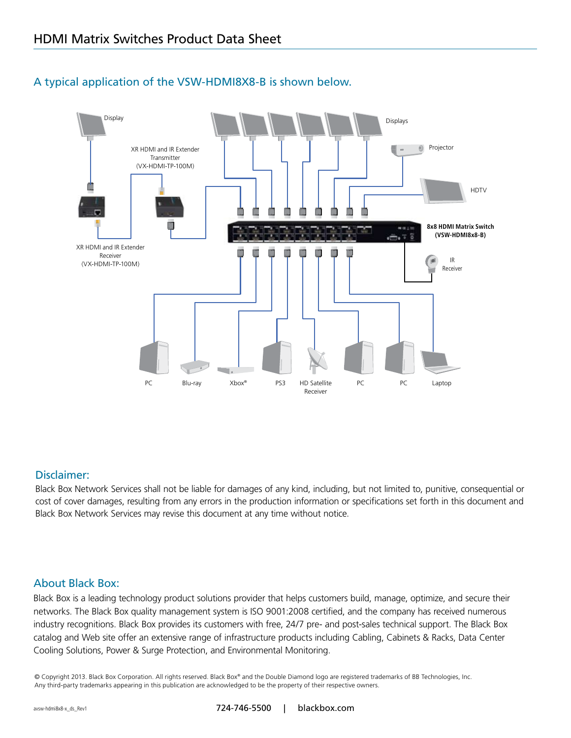## A typical application of the VSW-HDMI8X8-B is shown below.

Display

XR HDMI and IR Extender Transmitter (VX-HDMI-TP-100M)

Displays

Projector

HDTV

8x8 HDMI Matrix Switch (VSW-HDMI8x8-B)

XR HDMI and IR Extender Receiver (VX-HDMI-TP-100M)

IR Receiver

PC

Blu-ray

Xbox®

PS3

HD Satellite Receiver

PC

PC

Laptop

## Disclaimer:

Black Box Network Services shall not be liable for damages of any kind, including, but not limited to, punitive, consequential or cost of cover damages, resulting from any errors in the production information or specifications set forth in this document and Black Box Network Services may revise this document at any time without notice.

## About Black Box:

Black Box is a leading technology product solutions provider that helps customers build, manage, optimize, and secure their networks. The Black Box quality management system is ISO 9001:2008 certified, and the company has received numerous industry recognitions. Black Box provides its customers with free, 24/7 pre- and post-sales technical support. The Black Box catalog and Web site offer an extensive range of infrastructure products including Cabling, Cabinets & Racks, Data Center Cooling Solutions, Power & Surge Protection, and Environmental Monitoring.

© Copyright 2013. Black Box Corporation. All rights reserved. Black Box® and the Double Diamond logo are registered trademarks of BB Technologies, Inc. Any third-party trademarks appearing in this publication are acknowledged to be the property of their respective owners.

avsw-hdmi8x8-x_ds_Rev1

724-746-5500 | blackbox.com